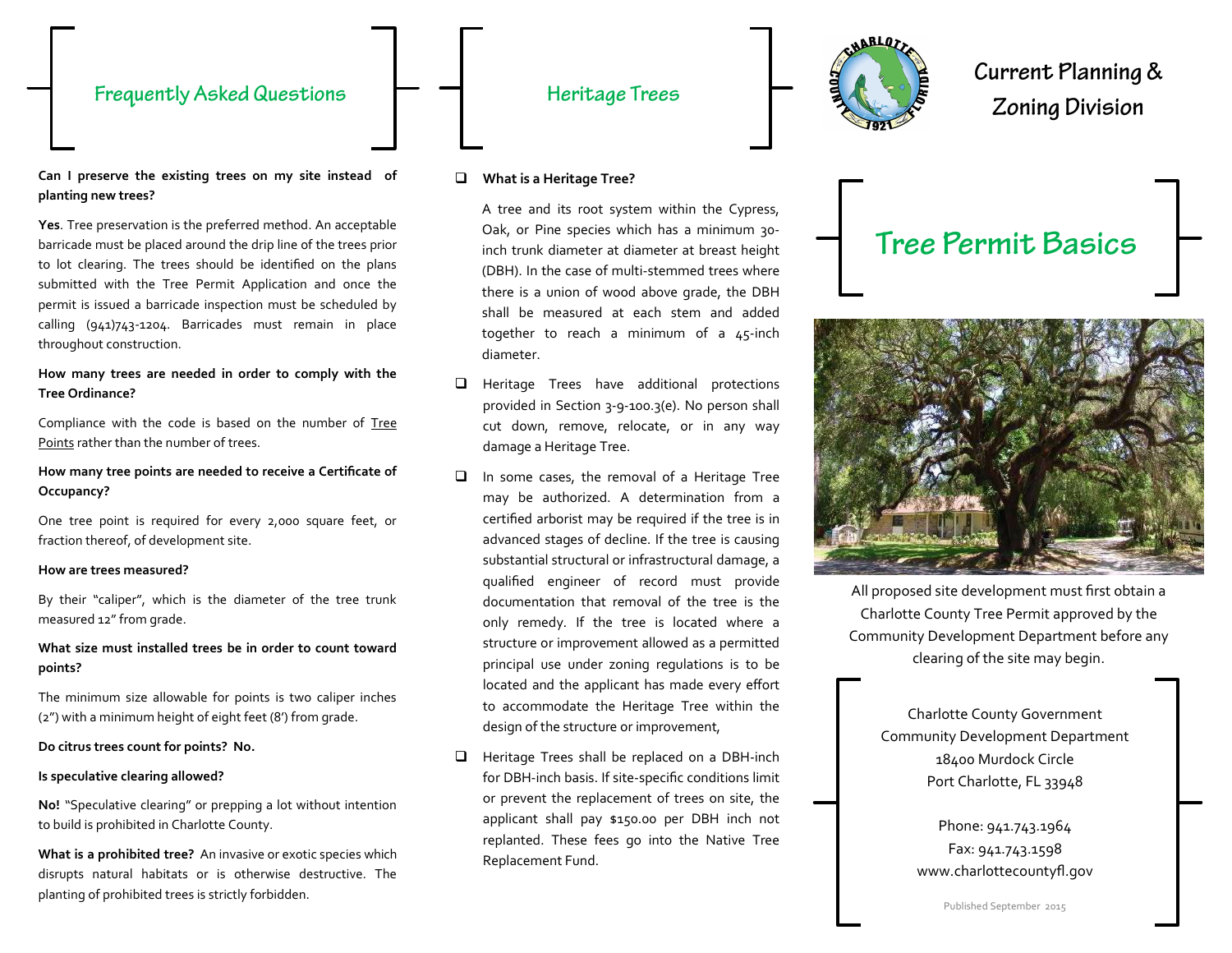## Frequently Asked Questions

**Can I preserve the existing trees on my site instead of planting new trees?**

**Yes**. Tree preservation is the preferred method. An acceptable barricade must be placed around the drip line of the trees prior to lot clearing. The trees should be identified on the plans submitted with the Tree Permit Application and once the permit is issued a barricade inspection must be scheduled by calling (941)743-1204. Barricades must remain in place throughout construction.

**How many trees are needed in order to comply with the Tree Ordinance?**

Compliance with the code is based on the number of Tree Points rather than the number of trees.

**How many tree points are needed to receive a Certificate of Occupancy?**

One tree point is required for every 2,000 square feet, or fraction thereof, of development site.

**How are trees measured?**

By their "caliper", which is the diameter of the tree trunk measured 12" from grade.

**What size must installed trees be in order to count toward points?**

The minimum size allowable for points is two caliper inches (2") with a minimum height of eight feet (8') from grade.

**Do citrus trees count for points? No.**

**Is speculative clearing allowed?**

**No!** "Speculative clearing" or prepping a lot without intention to build is prohibited in Charlotte County.

**What is a prohibited tree?** An invasive or exotic species which disrupts natural habitats or is otherwise destructive. The planting of prohibited trees is strictly forbidden.

## Heritage Trees

- **What is a Heritage Tree?**

  A tree and its root system within the Cypress, Oak, or Pine species which has a minimum 30-inch trunk diameter at diameter at breast height (DBH). In the case of multi-stemmed trees where there is a union of wood above grade, the DBH shall be measured at each stem and added together to reach a minimum of a 45-inch diameter.

- Heritage Trees have additional protections provided in Section 3-9-100.3(e). No person shall cut down, remove, relocate, or in any way damage a Heritage Tree.

- In some cases, the removal of a Heritage Tree may be authorized. A determination from a certified arborist may be required if the tree is in advanced stages of decline. If the tree is causing substantial structural or infrastructural damage, a qualified engineer of record must provide documentation that removal of the tree is the only remedy. If the tree is located where a structure or improvement allowed as a permitted principal use under zoning regulations is to be located and the applicant has made every effort to accommodate the Heritage Tree within the design of the structure or improvement,

- Heritage Trees shall be replaced on a DBH-inch for DBH-inch basis. If site-specific conditions limit or prevent the replacement of trees on site, the applicant shall pay $150.00 per DBH inch not replanted. These fees go into the Native Tree Replacement Fund.

# Current Planning & Zoning Division

# Tree Permit Basics

All proposed site development must first obtain a Charlotte County Tree Permit approved by the Community Development Department before any clearing of the site may begin.

Charlotte County Government
Community Development Department
18400 Murdock Circle
Port Charlotte, FL 33948

Phone: 941.743.1964
Fax: 941.743.1598
www.charlottecountyfl.gov

Published September 2015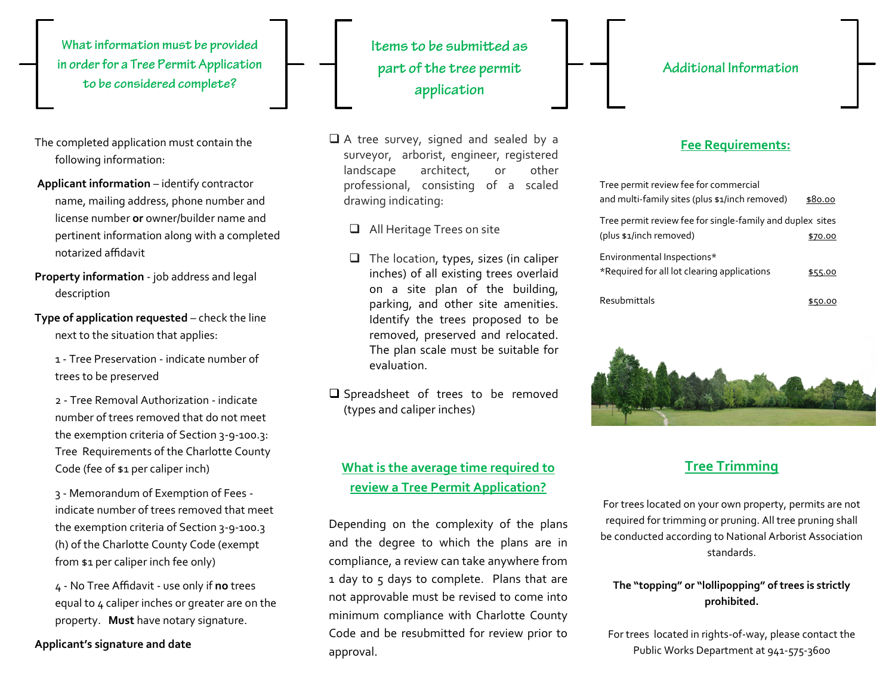## What information must be provided in order for a Tree Permit Application to be considered complete?

The completed application must contain the following information:

**Applicant information** – identify contractor name, mailing address, phone number and license number **or** owner/builder name and pertinent information along with a completed notarized affidavit

**Property information** - job address and legal description

**Type of application requested** – check the line next to the situation that applies:

1 - Tree Preservation - indicate number of trees to be preserved

2 - Tree Removal Authorization - indicate number of trees removed that do not meet the exemption criteria of Section 3-9-100.3: Tree Requirements of the Charlotte County Code (fee of $1 per caliper inch)

3 - Memorandum of Exemption of Fees - indicate number of trees removed that meet the exemption criteria of Section 3-9-100.3 (h) of the Charlotte County Code (exempt from $1 per caliper inch fee only)

4 - No Tree Affidavit - use only if **no** trees equal to 4 caliper inches or greater are on the property. **Must** have notary signature.

**Applicant's signature and date**

## Items to be submitted as part of the tree permit application

- ❑ A tree survey, signed and sealed by a surveyor, arborist, engineer, registered landscape architect, or other professional, consisting of a scaled drawing indicating:
  - ❑ All Heritage Trees on site
  - ❑ The location, types, sizes (in caliper inches) of all existing trees overlaid on a site plan of the building, parking, and other site amenities. Identify the trees proposed to be removed, preserved and relocated. The plan scale must be suitable for evaluation.
- ❑ Spreadsheet of trees to be removed (types and caliper inches)

### What is the average time required to review a Tree Permit Application?

Depending on the complexity of the plans and the degree to which the plans are in compliance, a review can take anywhere from 1 day to 5 days to complete. Plans that are not approvable must be revised to come into minimum compliance with Charlotte County Code and be resubmitted for review prior to approval.

## Additional Information

### Fee Requirements:

| | |
|---|---|
| Tree permit review fee for commercial and multi-family sites (plus $1/inch removed) | $80.00 |
| Tree permit review fee for single-family and duplex sites (plus $1/inch removed) | $70.00 |
| Environmental Inspections* <br> *Required for all lot clearing applications | $55.00 |
| Resubmittals | $50.00 |

### Tree Trimming

For trees located on your own property, permits are not required for trimming or pruning. All tree pruning shall be conducted according to National Arborist Association standards.

**The "topping" or "lollipopping" of trees is strictly prohibited.**

For trees located in rights-of-way, please contact the Public Works Department at 941-575-3600